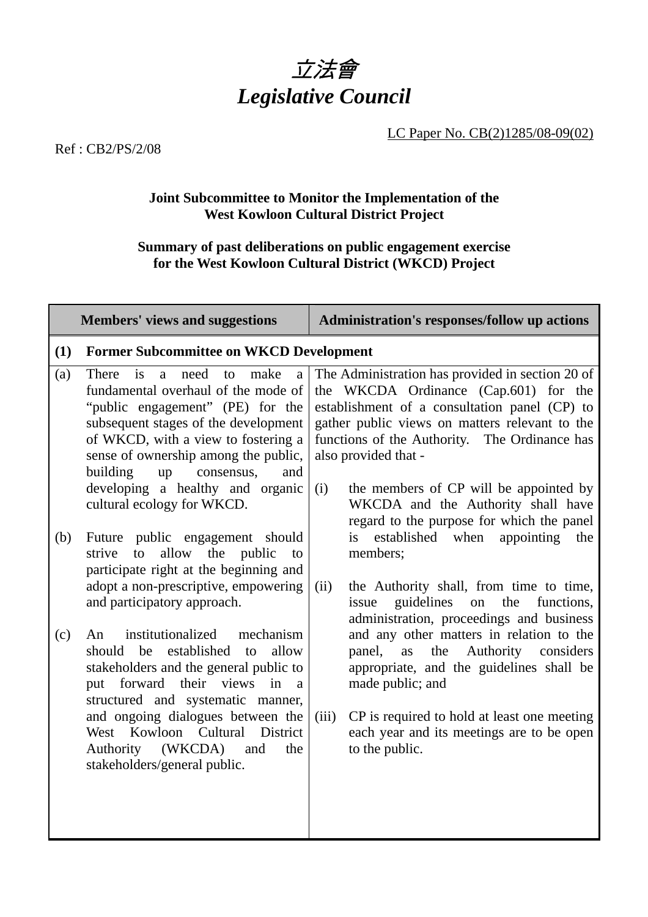# 立法會
# *Legislative Council*

LC Paper No. CB(2)1285/08-09(02)

Ref : CB2/PS/2/08

**Joint Subcommittee to Monitor the Implementation of the West Kowloon Cultural District Project**

**Summary of past deliberations on public engagement exercise for the West Kowloon Cultural District (WKCD) Project**

| Members' views and suggestions | Administration's responses/follow up actions |
|---|---|
| **(1) Former Subcommittee on WKCD Development** | |
| (a) There is a need to make a fundamental overhaul of the mode of "public engagement" (PE) for the subsequent stages of the development of WKCD, with a view to fostering a sense of ownership among the public, building up consensus, and developing a healthy and organic cultural ecology for WKCD.<br><br>(b) Future public engagement should strive to allow the public to participate right at the beginning and adopt a non-prescriptive, empowering and participatory approach.<br><br>(c) An institutionalized mechanism should be established to allow stakeholders and the general public to put forward their views in a structured and systematic manner, and ongoing dialogues between the West Kowloon Cultural District Authority (WKCDA) and the stakeholders/general public. | The Administration has provided in section 20 of the WKCDA Ordinance (Cap.601) for the establishment of a consultation panel (CP) to gather public views on matters relevant to the functions of the Authority. The Ordinance has also provided that -<br><br>(i) the members of CP will be appointed by WKCDA and the Authority shall have regard to the purpose for which the panel is established when appointing the members;<br><br>(ii) the Authority shall, from time to time, issue guidelines on the functions, administration, proceedings and business and any other matters in relation to the panel, as the Authority considers appropriate, and the guidelines shall be made public; and<br><br>(iii) CP is required to hold at least one meeting each year and its meetings are to be open to the public. |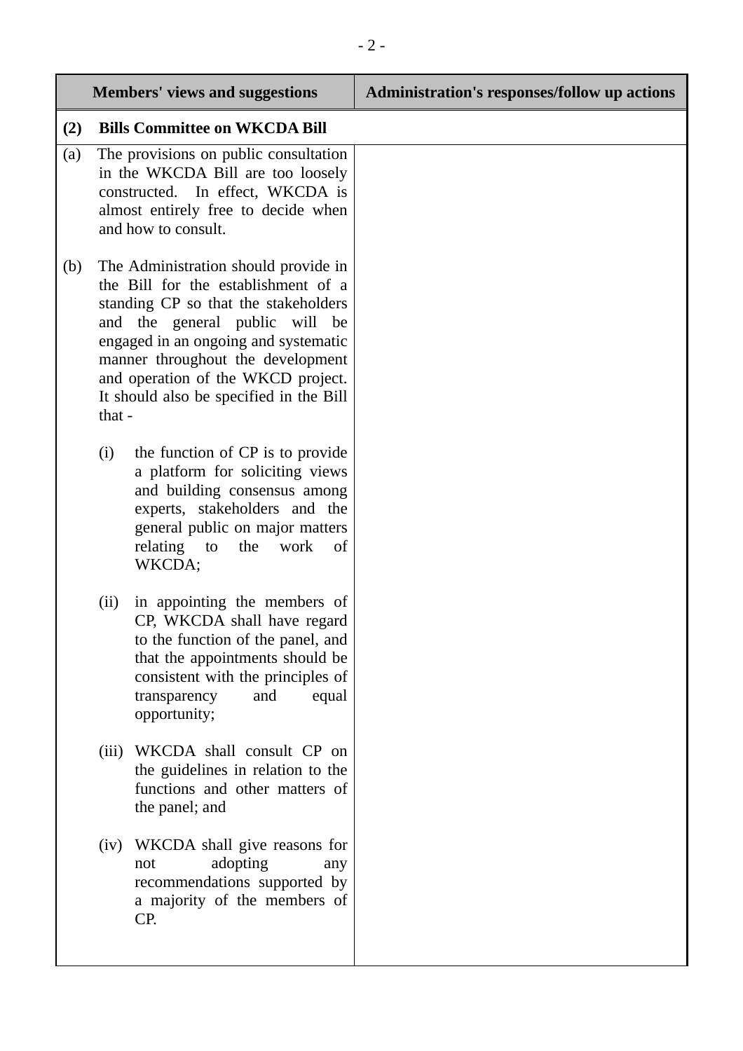| Members' views and suggestions | Administration's responses/follow up actions |
|---|---|
| **(2) Bills Committee on WKCDA Bill** | |
| (a) The provisions on public consultation in the WKCDA Bill are too loosely constructed. In effect, WKCDA is almost entirely free to decide when and how to consult. | |
| (b) The Administration should provide in the Bill for the establishment of a standing CP so that the stakeholders and the general public will be engaged in an ongoing and systematic manner throughout the development and operation of the WKCD project. It should also be specified in the Bill that - | |
| (i) the function of CP is to provide a platform for soliciting views and building consensus among experts, stakeholders and the general public on major matters relating to the work of WKCDA; | |
| (ii) in appointing the members of CP, WKCDA shall have regard to the function of the panel, and that the appointments should be consistent with the principles of transparency and equal opportunity; | |
| (iii) WKCDA shall consult CP on the guidelines in relation to the functions and other matters of the panel; and | |
| (iv) WKCDA shall give reasons for not adopting any recommendations supported by a majority of the members of CP. | |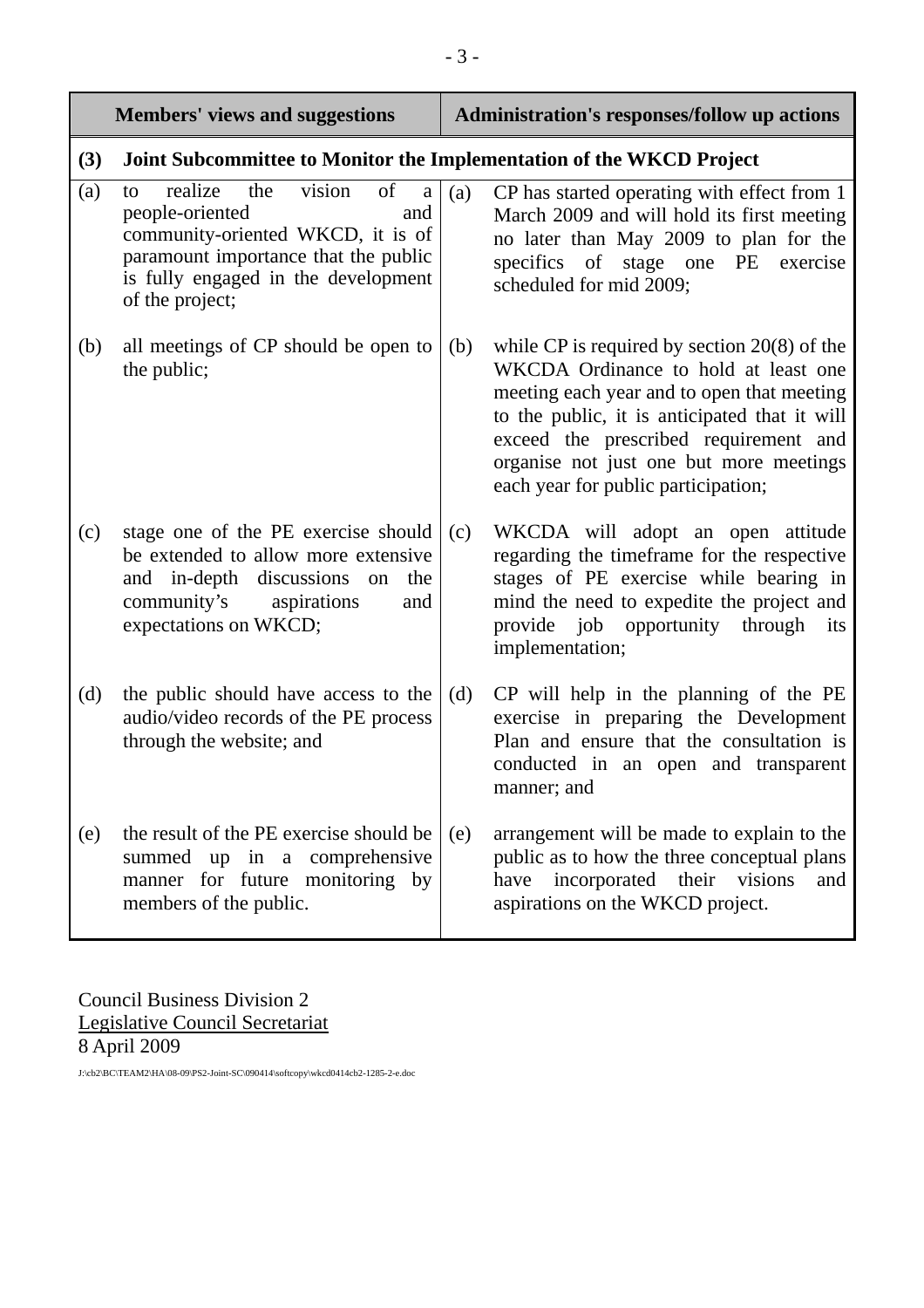| Members' views and suggestions | | Administration's responses/follow up actions | |
|---|---|---|---|
| **(3)** | **Joint Subcommittee to Monitor the Implementation of the WKCD Project** | | |
| (a) | to realize the vision of a people-oriented and community-oriented WKCD, it is of paramount importance that the public is fully engaged in the development of the project; | (a) | CP has started operating with effect from 1 March 2009 and will hold its first meeting no later than May 2009 to plan for the specifics of stage one PE exercise scheduled for mid 2009; |
| (b) | all meetings of CP should be open to the public; | (b) | while CP is required by section 20(8) of the WKCDA Ordinance to hold at least one meeting each year and to open that meeting to the public, it is anticipated that it will exceed the prescribed requirement and organise not just one but more meetings each year for public participation; |
| (c) | stage one of the PE exercise should be extended to allow more extensive and in-depth discussions on the community's aspirations and expectations on WKCD; | (c) | WKCDA will adopt an open attitude regarding the timeframe for the respective stages of PE exercise while bearing in mind the need to expedite the project and provide job opportunity through its implementation; |
| (d) | the public should have access to the audio/video records of the PE process through the website; and | (d) | CP will help in the planning of the PE exercise in preparing the Development Plan and ensure that the consultation is conducted in an open and transparent manner; and |
| (e) | the result of the PE exercise should be summed up in a comprehensive manner for future monitoring by members of the public. | (e) | arrangement will be made to explain to the public as to how the three conceptual plans have incorporated their visions and aspirations on the WKCD project. |

Council Business Division 2
Legislative Council Secretariat
8 April 2009

J:\cb2\BC\TEAM2\HA\08-09\PS2-Joint-SC\090414\softcopy\wkcd0414cb2-1285-2-e.doc